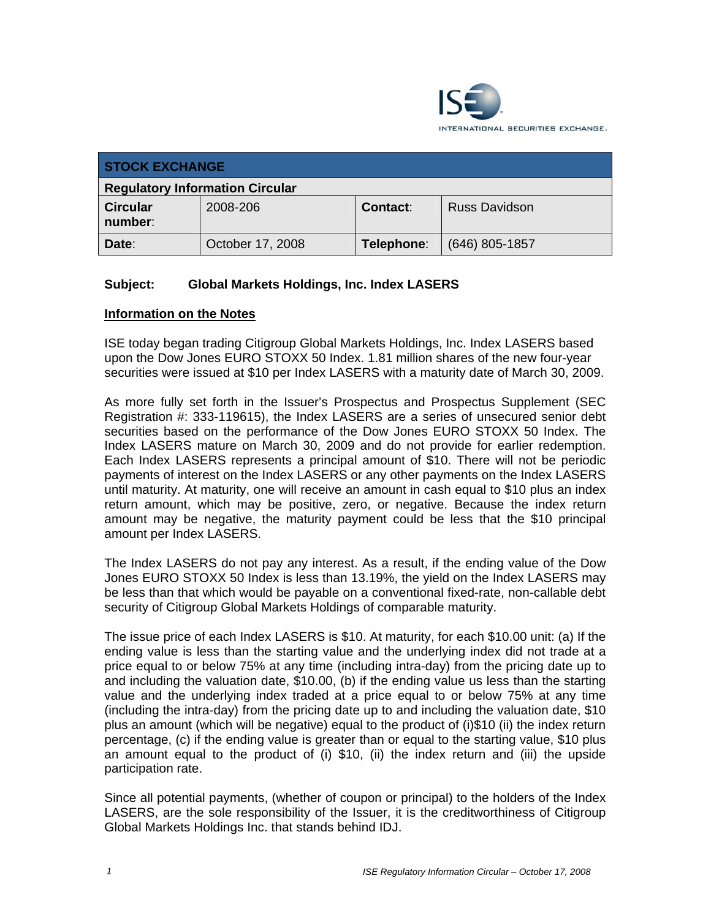INTERNATIONAL SECURITIES EXCHANGE.

| STOCK EXCHANGE | | | |
|---|---|---|---|
| **Regulatory Information Circular** | | | |
| **Circular number**: | 2008-206 | **Contact**: | Russ Davidson |
| **Date**: | October 17, 2008 | **Telephone**: | (646) 805-1857 |

**Subject: Global Markets Holdings, Inc. Index LASERS**

**Information on the Notes**

ISE today began trading Citigroup Global Markets Holdings, Inc. Index LASERS based upon the Dow Jones EURO STOXX 50 Index. 1.81 million shares of the new four-year securities were issued at $10 per Index LASERS with a maturity date of March 30, 2009.

As more fully set forth in the Issuer's Prospectus and Prospectus Supplement (SEC Registration #: 333-119615), the Index LASERS are a series of unsecured senior debt securities based on the performance of the Dow Jones EURO STOXX 50 Index. The Index LASERS mature on March 30, 2009 and do not provide for earlier redemption. Each Index LASERS represents a principal amount of $10. There will not be periodic payments of interest on the Index LASERS or any other payments on the Index LASERS until maturity. At maturity, one will receive an amount in cash equal to $10 plus an index return amount, which may be positive, zero, or negative. Because the index return amount may be negative, the maturity payment could be less that the $10 principal amount per Index LASERS.

The Index LASERS do not pay any interest. As a result, if the ending value of the Dow Jones EURO STOXX 50 Index is less than 13.19%, the yield on the Index LASERS may be less than that which would be payable on a conventional fixed-rate, non-callable debt security of Citigroup Global Markets Holdings of comparable maturity.

The issue price of each Index LASERS is $10. At maturity, for each $10.00 unit: (a) If the ending value is less than the starting value and the underlying index did not trade at a price equal to or below 75% at any time (including intra-day) from the pricing date up to and including the valuation date, $10.00, (b) if the ending value us less than the starting value and the underlying index traded at a price equal to or below 75% at any time (including the intra-day) from the pricing date up to and including the valuation date, $10 plus an amount (which will be negative) equal to the product of (i)$10 (ii) the index return percentage, (c) if the ending value is greater than or equal to the starting value, $10 plus an amount equal to the product of (i) $10, (ii) the index return and (iii) the upside participation rate.

Since all potential payments, (whether of coupon or principal) to the holders of the Index LASERS, are the sole responsibility of the Issuer, it is the creditworthiness of Citigroup Global Markets Holdings Inc. that stands behind IDJ.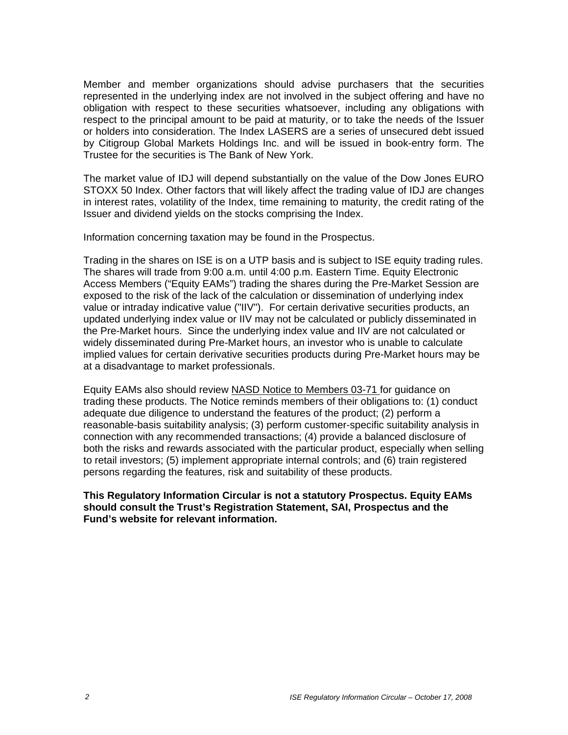Member and member organizations should advise purchasers that the securities represented in the underlying index are not involved in the subject offering and have no obligation with respect to these securities whatsoever, including any obligations with respect to the principal amount to be paid at maturity, or to take the needs of the Issuer or holders into consideration. The Index LASERS are a series of unsecured debt issued by Citigroup Global Markets Holdings Inc. and will be issued in book-entry form. The Trustee for the securities is The Bank of New York.

The market value of IDJ will depend substantially on the value of the Dow Jones EURO STOXX 50 Index. Other factors that will likely affect the trading value of IDJ are changes in interest rates, volatility of the Index, time remaining to maturity, the credit rating of the Issuer and dividend yields on the stocks comprising the Index.

Information concerning taxation may be found in the Prospectus.

Trading in the shares on ISE is on a UTP basis and is subject to ISE equity trading rules. The shares will trade from 9:00 a.m. until 4:00 p.m. Eastern Time. Equity Electronic Access Members ("Equity EAMs") trading the shares during the Pre-Market Session are exposed to the risk of the lack of the calculation or dissemination of underlying index value or intraday indicative value ("IIV"). For certain derivative securities products, an updated underlying index value or IIV may not be calculated or publicly disseminated in the Pre-Market hours. Since the underlying index value and IIV are not calculated or widely disseminated during Pre-Market hours, an investor who is unable to calculate implied values for certain derivative securities products during Pre-Market hours may be at a disadvantage to market professionals.

Equity EAMs also should review NASD Notice to Members 03-71 for guidance on trading these products. The Notice reminds members of their obligations to: (1) conduct adequate due diligence to understand the features of the product; (2) perform a reasonable-basis suitability analysis; (3) perform customer-specific suitability analysis in connection with any recommended transactions; (4) provide a balanced disclosure of both the risks and rewards associated with the particular product, especially when selling to retail investors; (5) implement appropriate internal controls; and (6) train registered persons regarding the features, risk and suitability of these products.

**This Regulatory Information Circular is not a statutory Prospectus. Equity EAMs should consult the Trust's Registration Statement, SAI, Prospectus and the Fund's website for relevant information.**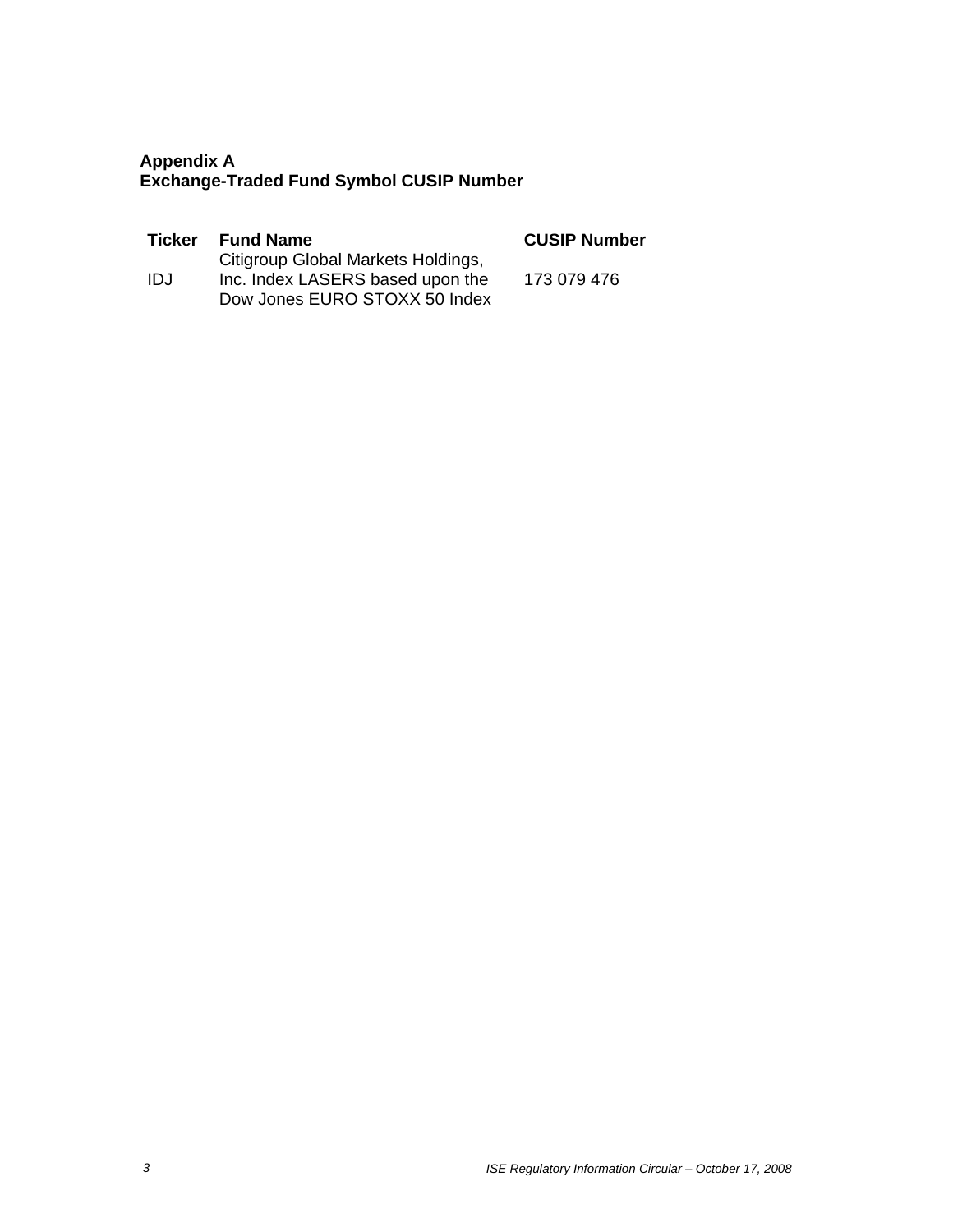**Appendix A**
**Exchange-Traded Fund Symbol CUSIP Number**

| Ticker | Fund Name | CUSIP Number |
|---|---|---|
| IDJ | Citigroup Global Markets Holdings, Inc. Index LASERS based upon the Dow Jones EURO STOXX 50 Index | 173 079 476 |